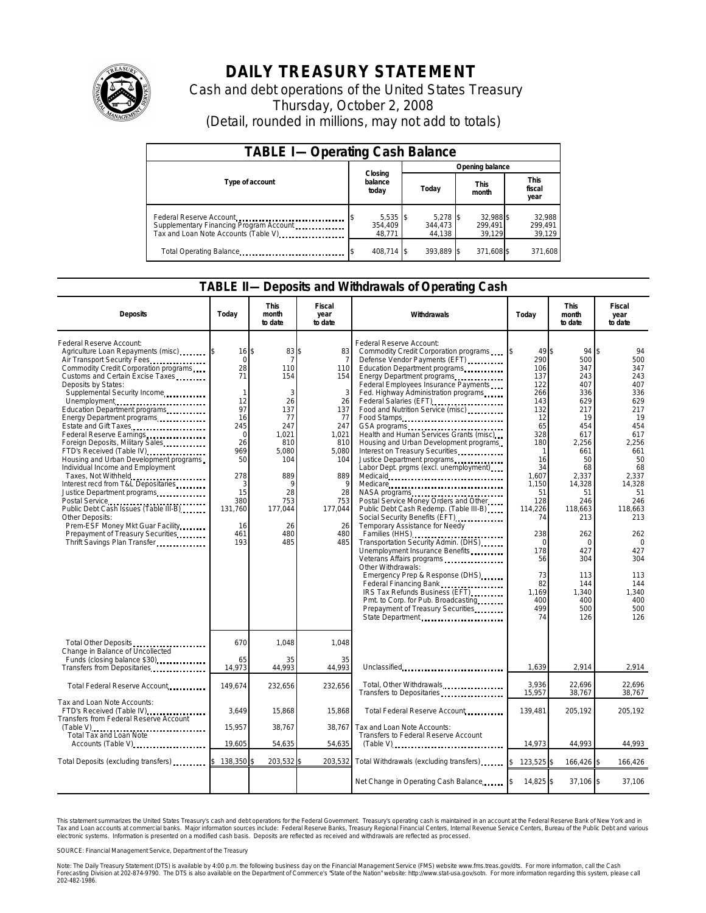# DAILY TREASURY STATEMENT

Cash and debt operations of the United States Treasury

Thursday, October 2, 2008

(Detail, rounded in millions, may not add to totals)

## TABLE I—Operating Cash Balance

| Type of account | Closing balance today | Opening balance Today | Opening balance This month | Opening balance This fiscal year |
|---|---|---|---|---|
| Federal Reserve Account | $ 5,535 | $ 5,278 | $ 32,988 | $ 32,988 |
| Supplementary Financing Program Account | 354,409 | 344,473 | 299,491 | 299,491 |
| Tax and Loan Note Accounts (Table V) | 48,771 | 44,138 | 39,129 | 39,129 |
| Total Operating Balance | $ 408,714 | $ 393,889 | $ 371,608 | $ 371,608 |

## TABLE II—Deposits and Withdrawals of Operating Cash

| Deposits | Today | This month to date | Fiscal year to date |
|---|---|---|---|
| Federal Reserve Account: | | | |
| Agriculture Loan Repayments (misc) | $ 16 | $ 83 | $ 83 |
| Air Transport Security Fees | 0 | 7 | 7 |
| Commodity Credit Corporation programs | 28 | 110 | 110 |
| Customs and Certain Excise Taxes | 71 | 154 | 154 |
| Deposits by States: | | | |
| Supplemental Security Income | 1 | 3 | 3 |
| Unemployment | 12 | 26 | 26 |
| Education Department programs | 97 | 137 | 137 |
| Energy Department programs | 16 | 77 | 77 |
| Estate and Gift Taxes | 245 | 247 | 247 |
| Federal Reserve Earnings | 0 | 1,021 | 1,021 |
| Foreign Deposits, Military Sales | 26 | 810 | 810 |
| FTD's Received (Table IV) | 969 | 5,080 | 5,080 |
| Housing and Urban Development programs | 50 | 104 | 104 |
| Individual Income and Employment Taxes, Not Withheld | 278 | 889 | 889 |
| Interest recd from T&L Depositaries | 3 | 9 | 9 |
| Justice Department programs | 15 | 28 | 28 |
| Postal Service | 380 | 753 | 753 |
| Public Debt Cash Issues (Table III-B) | 131,760 | 177,044 | 177,044 |
| Other Deposits: | | | |
| Prem-ESF Money Mkt Guar Facility | 16 | 26 | 26 |
| Prepayment of Treasury Securities | 461 | 480 | 480 |
| Thrift Savings Plan Transfer | 193 | 485 | 485 |
| Total Other Deposits | 670 | 1,048 | 1,048 |
| Change in Balance of Uncollected Funds (closing balance $30) | 65 | 35 | 35 |
| Transfers from Depositaries | 14,973 | 44,993 | 44,993 |
| Total Federal Reserve Account | 149,674 | 232,656 | 232,656 |
| Tax and Loan Note Accounts: | | | |
| FTD's Received (Table IV) | 3,649 | 15,868 | 15,868 |
| Transfers from Federal Reserve Account (Table V) | 15,957 | 38,767 | 38,767 |
| Total Tax and Loan Note Accounts (Table V) | 19,605 | 54,635 | 54,635 |
| Total Deposits (excluding transfers) | $ 138,350 | $ 203,532 | $ 203,532 |

| Withdrawals | Today | This month to date | Fiscal year to date |
|---|---|---|---|
| Federal Reserve Account: | | | |
| Commodity Credit Corporation programs | $ 49 | $ 94 | $ 94 |
| Defense Vendor Payments (EFT) | 290 | 500 | 500 |
| Education Department programs | 106 | 347 | 347 |
| Energy Department programs | 137 | 243 | 243 |
| Federal Employees Insurance Payments | 122 | 407 | 407 |
| Fed. Highway Administration programs | 266 | 336 | 336 |
| Federal Salaries (EFT) | 143 | 629 | 629 |
| Food and Nutrition Service (misc) | 132 | 217 | 217 |
| Food Stamps | 12 | 19 | 19 |
| GSA programs | 65 | 454 | 454 |
| Health and Human Services Grants (misc) | 328 | 617 | 617 |
| Housing and Urban Development programs | 180 | 2,256 | 2,256 |
| Interest on Treasury Securities | 1 | 661 | 661 |
| Justice Department programs | 16 | 50 | 50 |
| Labor Dept. prgms (excl. unemployment) | 34 | 68 | 68 |
| Medicaid | 1,607 | 2,337 | 2,337 |
| Medicare | 1,150 | 14,328 | 14,328 |
| NASA programs | 51 | 51 | 51 |
| Postal Service Money Orders and Other | 128 | 246 | 246 |
| Public Debt Cash Redemp. (Table III-B) | 114,226 | 118,663 | 118,663 |
| Social Security Benefits (EFT) | 74 | 213 | 213 |
| Temporary Assistance for Needy Families (HHS) | 238 | 262 | 262 |
| Transportation Security Admin. (DHS) | 0 | 0 | 0 |
| Unemployment Insurance Benefits | 178 | 427 | 427 |
| Veterans Affairs programs | 56 | 304 | 304 |
| Other Withdrawals: | | | |
| Emergency Prep & Response (DHS) | 73 | 113 | 113 |
| Federal Financing Bank | 82 | 144 | 144 |
| IRS Tax Refunds Business (EFT) | 1,169 | 1,340 | 1,340 |
| Pmt. to Corp. for Pub. Broadcasting | 400 | 400 | 400 |
| Prepayment of Treasury Securities | 499 | 500 | 500 |
| State Department | 74 | 126 | 126 |
| Unclassified | 1,639 | 2,914 | 2,914 |
| Total, Other Withdrawals | 3,936 | 22,696 | 22,696 |
| Transfers to Depositaries | 15,957 | 38,767 | 38,767 |
| Total Federal Reserve Account | 139,481 | 205,192 | 205,192 |
| Tax and Loan Note Accounts: | | | |
| Transfers to Federal Reserve Account (Table V) | 14,973 | 44,993 | 44,993 |
| Total Withdrawals (excluding transfers) | $ 123,525 | $ 166,426 | $ 166,426 |
| Net Change in Operating Cash Balance | $ 14,825 | $ 37,106 | $ 37,106 |

This statement summarizes the United States Treasury's cash and debt operations for the Federal Government. Treasury's operating cash is maintained in an account at the Federal Reserve Bank of New York and in Tax and Loan accounts at commercial banks. Major information sources include: Federal Reserve Banks, Treasury Regional Financial Centers, Internal Revenue Service Centers, Bureau of the Public Debt and various electronic systems. Information is presented on a modified cash basis. Deposits are reflected as received and withdrawals are reflected as processed.

SOURCE: Financial Management Service, Department of the Treasury

Note: The Daily Treasury Statement (DTS) is available by 4:00 p.m. the following business day on the Financial Management Service (FMS) website www.fms.treas.gov/dts. For more information, call the Cash Forecasting Division at 202-874-9790. The DTS is also available on the Department of Commerce's "State of the Nation" website: http://www.stat-usa.gov/sotn. For more information regarding this system, please call 202-482-1986.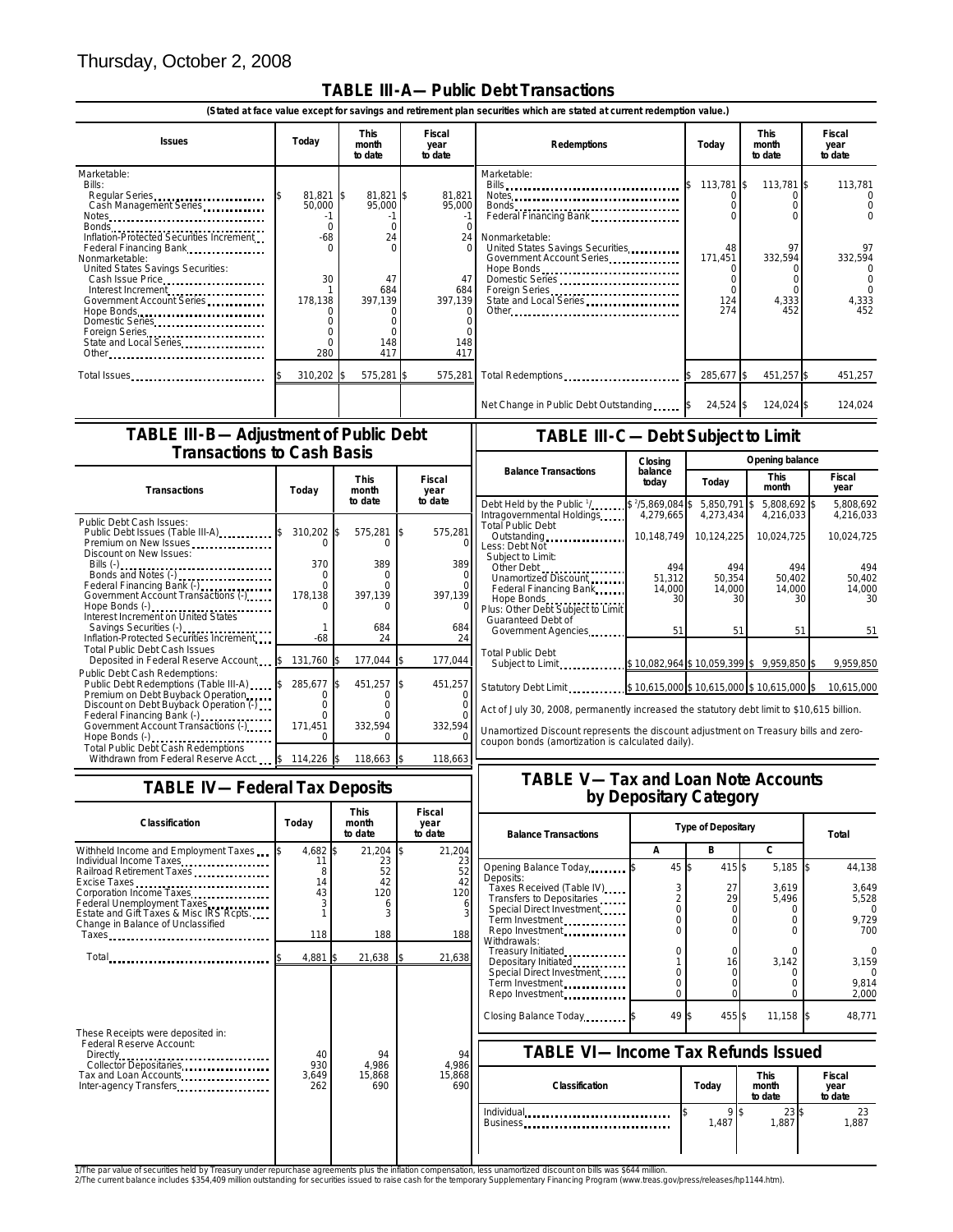Thursday, October 2, 2008

## TABLE III-A— Public Debt Transactions

(Stated at face value except for savings and retirement plan securities which are stated at current redemption value.)

| Issues | Today | This month to date | Fiscal year to date |
|---|---|---|---|
| Marketable: | | | |
| Bills: | | | |
| Regular Series | $ 81,821 | $ 81,821 | $ 81,821 |
| Cash Management Series | 50,000 | 95,000 | 95,000 |
| Notes | -1 | -1 | -1 |
| Bonds | 0 | 0 | 0 |
| Inflation-Protected Securities Increment | -68 | 24 | 24 |
| Federal Financing Bank | 0 | 0 | 0 |
| Nonmarketable: | | | |
| United States Savings Securities: | | | |
| Cash Issue Price | 30 | 47 | 47 |
| Interest Increment | 1 | 684 | 684 |
| Government Account Series | 178,138 | 397,139 | 397,139 |
| Hope Bonds | 0 | 0 | 0 |
| Domestic Series | 0 | 0 | 0 |
| Foreign Series | 0 | 0 | 0 |
| State and Local Series | 0 | 148 | 148 |
| Other | 280 | 417 | 417 |
| Total Issues | $ 310,202 | $ 575,281 | $ 575,281 |

| Redemptions | Today | This month to date | Fiscal year to date |
|---|---|---|---|
| Marketable: | | | |
| Bills | $ 113,781 | $ 113,781 | $ 113,781 |
| Notes | 0 | 0 | 0 |
| Bonds | 0 | 0 | 0 |
| Federal Financing Bank | 0 | 0 | 0 |
| Nonmarketable: | | | |
| United States Savings Securities | 48 | 97 | 97 |
| Government Account Series | 171,451 | 332,594 | 332,594 |
| Hope Bonds | 0 | 0 | 0 |
| Domestic Series | 0 | 0 | 0 |
| Foreign Series | 0 | 0 | 0 |
| State and Local Series | 124 | 4,333 | 4,333 |
| Other | 274 | 452 | 452 |
| Total Redemptions | $ 285,677 | $ 451,257 | $ 451,257 |
| Net Change in Public Debt Outstanding | $ 24,524 | $ 124,024 | $ 124,024 |

## TABLE III-B— Adjustment of Public Debt Transactions to Cash Basis

| Transactions | Today | This month to date | Fiscal year to date |
|---|---|---|---|
| Public Debt Cash Issues: | | | |
| Public Debt Issues (Table III-A) | $ 310,202 | $ 575,281 | $ 575,281 |
| Premium on New Issues | 0 | 0 | 0 |
| Discount on New Issues: | | | |
| Bills (-) | 370 | 389 | 389 |
| Bonds and Notes (-) | 0 | 0 | 0 |
| Federal Financing Bank (-) | 0 | 0 | 0 |
| Government Account Transactions (-) | 178,138 | 397,139 | 397,139 |
| Hope Bonds (-) | 0 | 0 | 0 |
| Interest Increment on United States Savings Securities (-) | 1 | 684 | 684 |
| Inflation-Protected Securities Increment | -68 | 24 | 24 |
| Total Public Debt Cash Issues Deposited in Federal Reserve Account | $ 131,760 | $ 177,044 | $ 177,044 |
| Public Debt Cash Redemptions: | | | |
| Public Debt Redemptions (Table III-A) | $ 285,677 | $ 451,257 | $ 451,257 |
| Premium on Debt Buyback Operation | 0 | 0 | 0 |
| Discount on Debt Buyback Operation (-) | 0 | 0 | 0 |
| Federal Financing Bank (-) | 0 | 0 | 0 |
| Government Account Transactions (-) | 171,451 | 332,594 | 332,594 |
| Hope Bonds (-) | 0 | 0 | 0 |
| Total Public Debt Cash Redemptions Withdrawn from Federal Reserve Acct. | $ 114,226 | $ 118,663 | $ 118,663 |

## TABLE III-C— Debt Subject to Limit

| Balance Transactions | Closing balance today | Opening balance | | |
|---|---|---|---|---|
| | | Today | This month | Fiscal year |
| Debt Held by the Public [1] | $ [2]5,869,084 | $ 5,850,791 | $ 5,808,692 | $ 5,808,692 |
| Intragovernmental Holdings | 4,279,665 | 4,273,434 | 4,216,033 | 4,216,033 |
| Total Public Debt Outstanding | 10,148,749 | 10,124,225 | 10,024,725 | 10,024,725 |
| Less: Debt Not Subject to Limit: | | | | |
| Other Debt | 494 | 494 | 494 | 494 |
| Unamortized Discount | 51,312 | 50,354 | 50,402 | 50,402 |
| Federal Financing Bank | 14,000 | 14,000 | 14,000 | 14,000 |
| Hope Bonds | 30 | 30 | 30 | 30 |
| Plus: Other Debt Subject to Limit Guaranteed Debt of Government Agencies | 51 | 51 | 51 | 51 |
| Total Public Debt Subject to Limit | $ 10,082,964 | $ 10,059,399 | $ 9,959,850 | $ 9,959,850 |
| Statutory Debt Limit | $ 10,615,000 | $ 10,615,000 | $ 10,615,000 | $ 10,615,000 |

Act of July 30, 2008, permanently increased the statutory debt limit to $10,615 billion.

Unamortized Discount represents the discount adjustment on Treasury bills and zero-coupon bonds (amortization is calculated daily).

## TABLE IV— Federal Tax Deposits

| Classification | Today | This month to date | Fiscal year to date |
|---|---|---|---|
| Withheld Income and Employment Taxes | $ 4,682 | $ 21,204 | $ 21,204 |
| Individual Income Taxes | 11 | 23 | 23 |
| Railroad Retirement Taxes | 8 | 52 | 52 |
| Excise Taxes | 14 | 42 | 42 |
| Corporation Income Taxes | 43 | 120 | 120 |
| Federal Unemployment Taxes | 3 | 6 | 6 |
| Estate and Gift Taxes & Misc IRS Rcpts. | 1 | 3 | 3 |
| Change in Balance of Unclassified Taxes | 118 | 188 | 188 |
| Total | $ 4,881 | $ 21,638 | $ 21,638 |
| These Receipts were deposited in: | | | |
| Federal Reserve Account: | | | |
| Directly | 40 | 94 | 94 |
| Collector Depositaries | 930 | 4,986 | 4,986 |
| Tax and Loan Accounts | 3,649 | 15,868 | 15,868 |
| Inter-agency Transfers | 262 | 690 | 690 |

## TABLE V— Tax and Loan Note Accounts by Depositary Category

| Balance Transactions | Type of Depositary | | | Total |
|---|---|---|---|---|
| | A | B | C | |
| Opening Balance Today | $ 45 | $ 415 | $ 5,185 | $ 44,138 |
| Deposits: | | | | |
| Taxes Received (Table IV) | 3 | 27 | 3,619 | 3,649 |
| Transfers to Depositaries | 2 | 29 | 5,496 | 5,528 |
| Special Direct Investment | 0 | 0 | 0 | 0 |
| Term Investment | 0 | 0 | 0 | 9,729 |
| Repo Investment | 0 | 0 | 0 | 700 |
| Withdrawals: | | | | |
| Treasury Initiated | 0 | 0 | 0 | 0 |
| Depositary Initiated | 1 | 16 | 3,142 | 3,159 |
| Special Direct Investment | 0 | 0 | 0 | 0 |
| Term Investment | 0 | 0 | 0 | 9,814 |
| Repo Investment | 0 | 0 | 0 | 2,000 |
| Closing Balance Today | $ 49 | $ 455 | $ 11,158 | $ 48,771 |

## TABLE VI— Income Tax Refunds Issued

| Classification | Today | This month to date | Fiscal year to date |
|---|---|---|---|
| Individual | $ 9 | $ 23 | $ 23 |
| Business | 1,487 | 1,887 | 1,887 |

1/The par value of securities held by Treasury under repurchase agreements plus the inflation compensation, less unamortized discount on bills was $644 million.
2/The current balance includes $354,409 million outstanding for securities issued to raise cash for the temporary Supplementary Financing Program (www.treas.gov/press/releases/hp1144.htm).